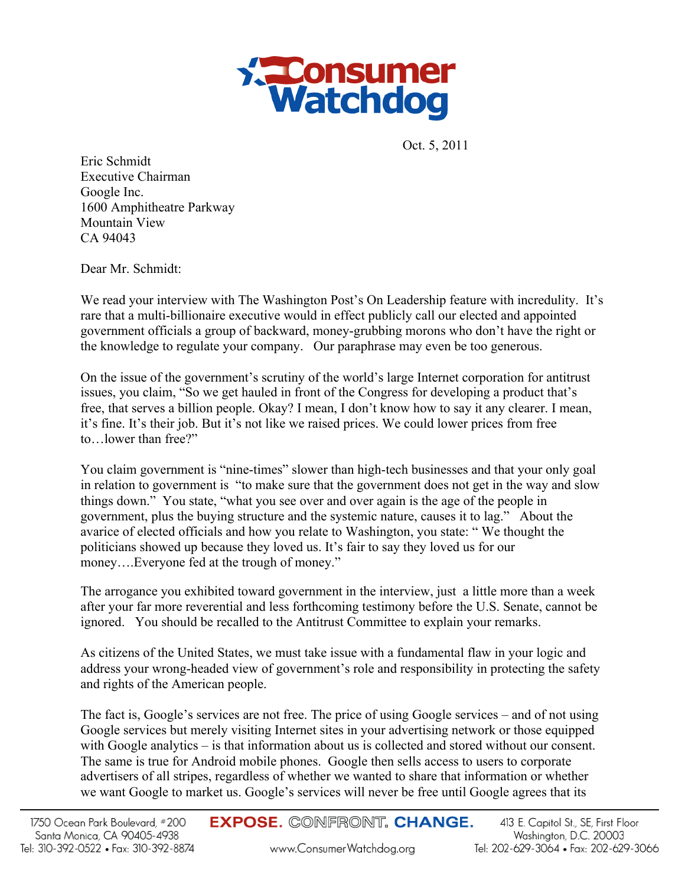Oct. 5, 2011

Eric Schmidt
Executive Chairman
Google Inc.
1600 Amphitheatre Parkway
Mountain View
CA 94043

Dear Mr. Schmidt:

We read your interview with The Washington Post's On Leadership feature with incredulity. It's rare that a multi-billionaire executive would in effect publicly call our elected and appointed government officials a group of backward, money-grubbing morons who don't have the right or the knowledge to regulate your company. Our paraphrase may even be too generous.

On the issue of the government's scrutiny of the world's large Internet corporation for antitrust issues, you claim, "So we get hauled in front of the Congress for developing a product that's free, that serves a billion people. Okay? I mean, I don't know how to say it any clearer. I mean, it's fine. It's their job. But it's not like we raised prices. We could lower prices from free to…lower than free?"

You claim government is "nine-times" slower than high-tech businesses and that your only goal in relation to government is "to make sure that the government does not get in the way and slow things down." You state, "what you see over and over again is the age of the people in government, plus the buying structure and the systemic nature, causes it to lag." About the avarice of elected officials and how you relate to Washington, you state: " We thought the politicians showed up because they loved us. It's fair to say they loved us for our money….Everyone fed at the trough of money."

The arrogance you exhibited toward government in the interview, just a little more than a week after your far more reverential and less forthcoming testimony before the U.S. Senate, cannot be ignored. You should be recalled to the Antitrust Committee to explain your remarks.

As citizens of the United States, we must take issue with a fundamental flaw in your logic and address your wrong-headed view of government's role and responsibility in protecting the safety and rights of the American people.

The fact is, Google's services are not free. The price of using Google services – and of not using Google services but merely visiting Internet sites in your advertising network or those equipped with Google analytics – is that information about us is collected and stored without our consent. The same is true for Android mobile phones. Google then sells access to users to corporate advertisers of all stripes, regardless of whether we wanted to share that information or whether we want Google to market us. Google's services will never be free until Google agrees that its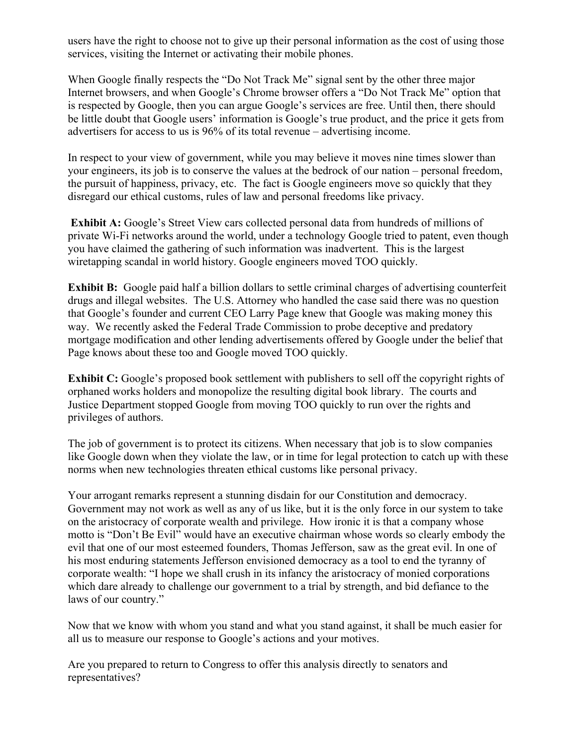users have the right to choose not to give up their personal information as the cost of using those services, visiting the Internet or activating their mobile phones.

When Google finally respects the "Do Not Track Me" signal sent by the other three major Internet browsers, and when Google's Chrome browser offers a "Do Not Track Me" option that is respected by Google, then you can argue Google's services are free. Until then, there should be little doubt that Google users' information is Google's true product, and the price it gets from advertisers for access to us is 96% of its total revenue – advertising income.

In respect to your view of government, while you may believe it moves nine times slower than your engineers, its job is to conserve the values at the bedrock of our nation – personal freedom, the pursuit of happiness, privacy, etc. The fact is Google engineers move so quickly that they disregard our ethical customs, rules of law and personal freedoms like privacy.

**Exhibit A:** Google's Street View cars collected personal data from hundreds of millions of private Wi-Fi networks around the world, under a technology Google tried to patent, even though you have claimed the gathering of such information was inadvertent. This is the largest wiretapping scandal in world history. Google engineers moved TOO quickly.

**Exhibit B:** Google paid half a billion dollars to settle criminal charges of advertising counterfeit drugs and illegal websites. The U.S. Attorney who handled the case said there was no question that Google's founder and current CEO Larry Page knew that Google was making money this way. We recently asked the Federal Trade Commission to probe deceptive and predatory mortgage modification and other lending advertisements offered by Google under the belief that Page knows about these too and Google moved TOO quickly.

**Exhibit C:** Google's proposed book settlement with publishers to sell off the copyright rights of orphaned works holders and monopolize the resulting digital book library. The courts and Justice Department stopped Google from moving TOO quickly to run over the rights and privileges of authors.

The job of government is to protect its citizens. When necessary that job is to slow companies like Google down when they violate the law, or in time for legal protection to catch up with these norms when new technologies threaten ethical customs like personal privacy.

Your arrogant remarks represent a stunning disdain for our Constitution and democracy. Government may not work as well as any of us like, but it is the only force in our system to take on the aristocracy of corporate wealth and privilege. How ironic it is that a company whose motto is "Don't Be Evil" would have an executive chairman whose words so clearly embody the evil that one of our most esteemed founders, Thomas Jefferson, saw as the great evil. In one of his most enduring statements Jefferson envisioned democracy as a tool to end the tyranny of corporate wealth: "I hope we shall crush in its infancy the aristocracy of monied corporations which dare already to challenge our government to a trial by strength, and bid defiance to the laws of our country."

Now that we know with whom you stand and what you stand against, it shall be much easier for all us to measure our response to Google's actions and your motives.

Are you prepared to return to Congress to offer this analysis directly to senators and representatives?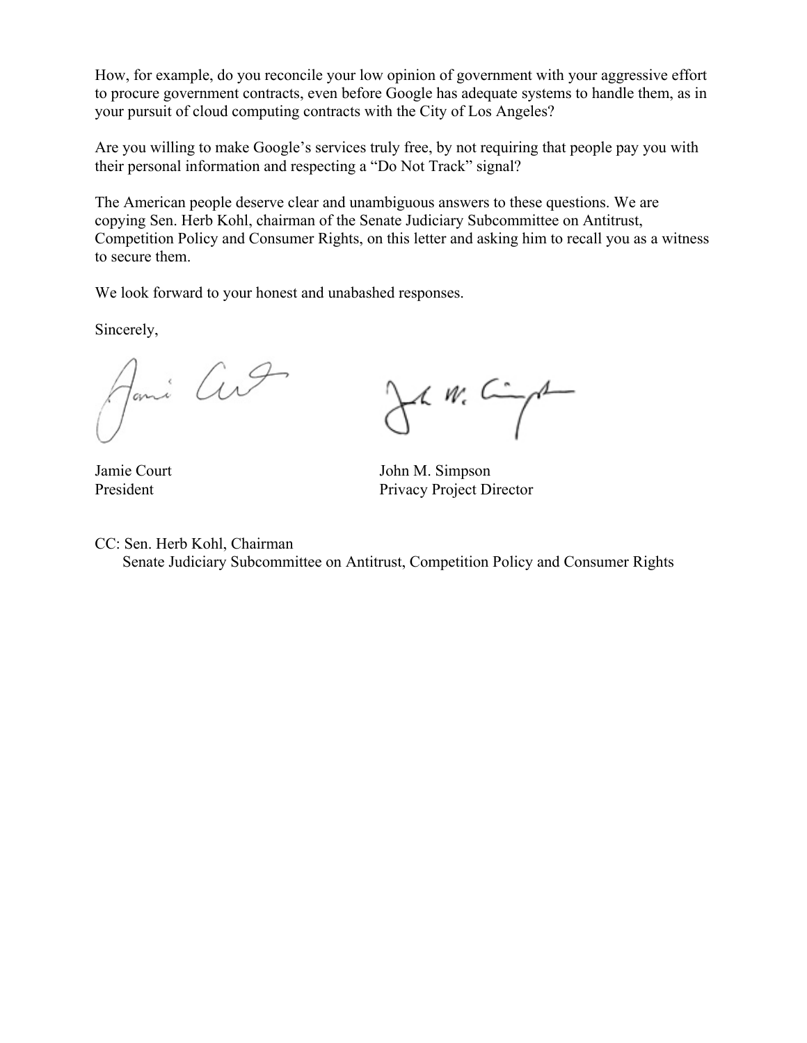How, for example, do you reconcile your low opinion of government with your aggressive effort to procure government contracts, even before Google has adequate systems to handle them, as in your pursuit of cloud computing contracts with the City of Los Angeles?

Are you willing to make Google's services truly free, by not requiring that people pay you with their personal information and respecting a "Do Not Track" signal?

The American people deserve clear and unambiguous answers to these questions. We are copying Sen. Herb Kohl, chairman of the Senate Judiciary Subcommittee on Antitrust, Competition Policy and Consumer Rights, on this letter and asking him to recall you as a witness to secure them.

We look forward to your honest and unabashed responses.

Sincerely,

Jamie Court
President

John M. Simpson
Privacy Project Director

CC: Sen. Herb Kohl, Chairman
Senate Judiciary Subcommittee on Antitrust, Competition Policy and Consumer Rights